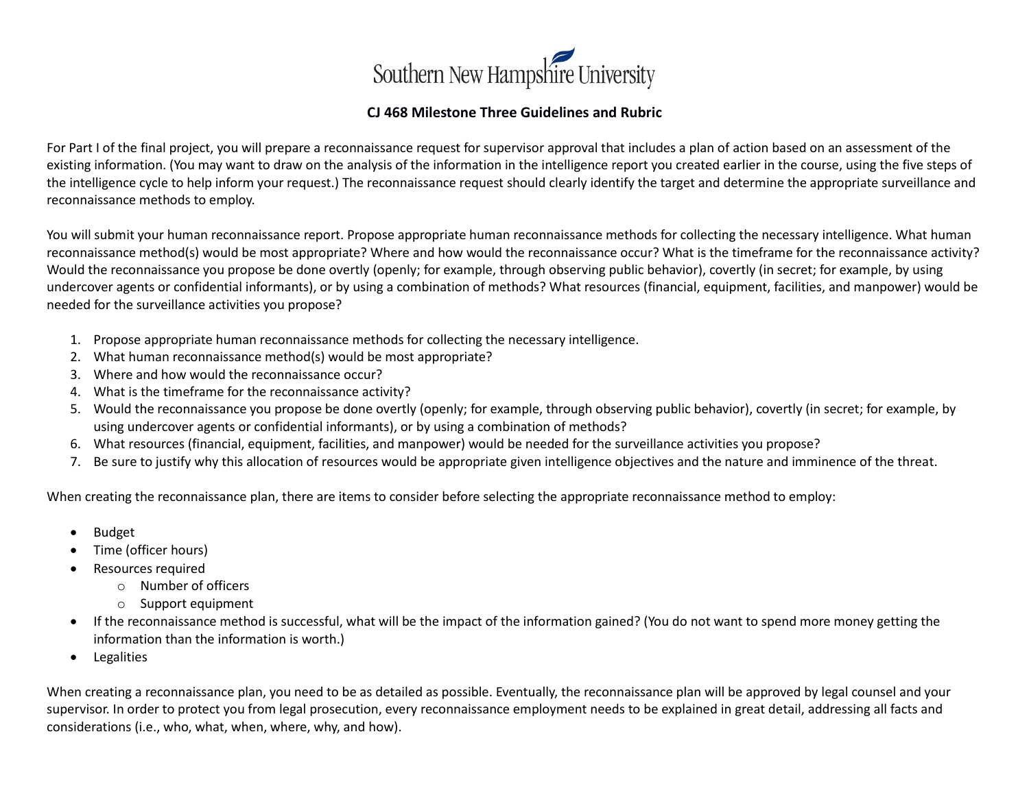# Southern New Hampshire University

## CJ 468 Milestone Three Guidelines and Rubric

For Part I of the final project, you will prepare a reconnaissance request for supervisor approval that includes a plan of action based on an assessment of the existing information. (You may want to draw on the analysis of the information in the intelligence report you created earlier in the course, using the five steps of the intelligence cycle to help inform your request.) The reconnaissance request should clearly identify the target and determine the appropriate surveillance and reconnaissance methods to employ.

You will submit your human reconnaissance report. Propose appropriate human reconnaissance methods for collecting the necessary intelligence. What human reconnaissance method(s) would be most appropriate? Where and how would the reconnaissance occur? What is the timeframe for the reconnaissance activity? Would the reconnaissance you propose be done overtly (openly; for example, through observing public behavior), covertly (in secret; for example, by using undercover agents or confidential informants), or by using a combination of methods? What resources (financial, equipment, facilities, and manpower) would be needed for the surveillance activities you propose?

1. Propose appropriate human reconnaissance methods for collecting the necessary intelligence.
2. What human reconnaissance method(s) would be most appropriate?
3. Where and how would the reconnaissance occur?
4. What is the timeframe for the reconnaissance activity?
5. Would the reconnaissance you propose be done overtly (openly; for example, through observing public behavior), covertly (in secret; for example, by using undercover agents or confidential informants), or by using a combination of methods?
6. What resources (financial, equipment, facilities, and manpower) would be needed for the surveillance activities you propose?
7. Be sure to justify why this allocation of resources would be appropriate given intelligence objectives and the nature and imminence of the threat.

When creating the reconnaissance plan, there are items to consider before selecting the appropriate reconnaissance method to employ:

- Budget
- Time (officer hours)
- Resources required
  - Number of officers
  - Support equipment
- If the reconnaissance method is successful, what will be the impact of the information gained? (You do not want to spend more money getting the information than the information is worth.)
- Legalities

When creating a reconnaissance plan, you need to be as detailed as possible. Eventually, the reconnaissance plan will be approved by legal counsel and your supervisor. In order to protect you from legal prosecution, every reconnaissance employment needs to be explained in great detail, addressing all facts and considerations (i.e., who, what, when, where, why, and how).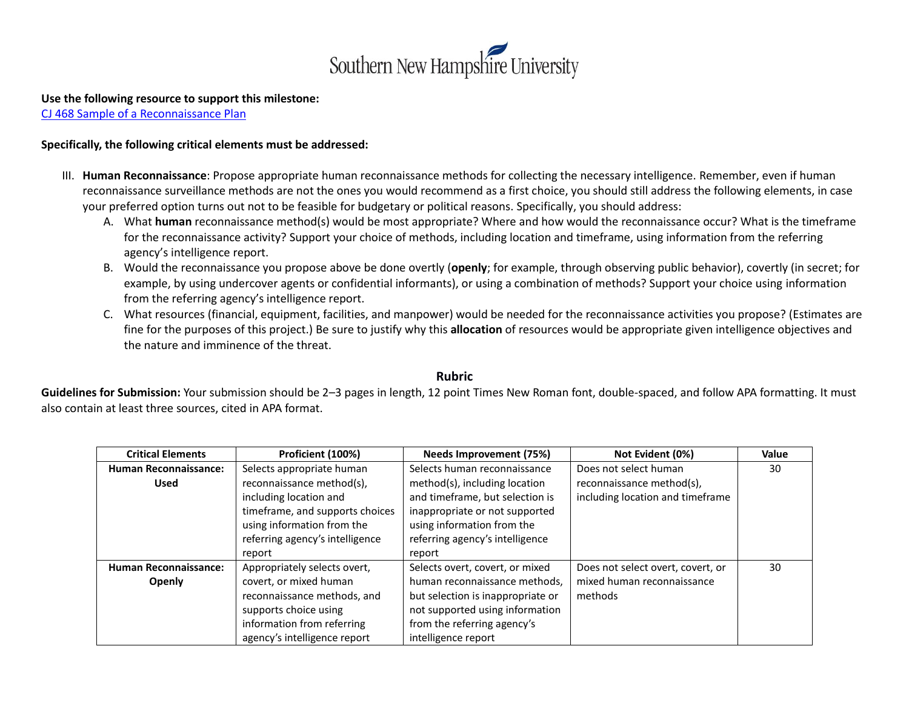**Use the following resource to support this milestone:**
[CJ 468 Sample of a Reconnaissance Plan]

**Specifically, the following critical elements must be addressed:**

III. **Human Reconnaissance**: Propose appropriate human reconnaissance methods for collecting the necessary intelligence. Remember, even if human reconnaissance surveillance methods are not the ones you would recommend as a first choice, you should still address the following elements, in case your preferred option turns out not to be feasible for budgetary or political reasons. Specifically, you should address:

   A. What **human** reconnaissance method(s) would be most appropriate? Where and how would the reconnaissance occur? What is the timeframe for the reconnaissance activity? Support your choice of methods, including location and timeframe, using information from the referring agency's intelligence report.
   B. Would the reconnaissance you propose above be done overtly (**openly**; for example, through observing public behavior), covertly (in secret; for example, by using undercover agents or confidential informants), or using a combination of methods? Support your choice using information from the referring agency's intelligence report.
   C. What resources (financial, equipment, facilities, and manpower) would be needed for the reconnaissance activities you propose? (Estimates are fine for the purposes of this project.) Be sure to justify why this **allocation** of resources would be appropriate given intelligence objectives and the nature and imminence of the threat.

## Rubric

**Guidelines for Submission:** Your submission should be 2–3 pages in length, 12 point Times New Roman font, double-spaced, and follow APA formatting. It must also contain at least three sources, cited in APA format.

| Critical Elements | Proficient (100%) | Needs Improvement (75%) | Not Evident (0%) | Value |
|---|---|---|---|---|
| **Human Reconnaissance: Used** | Selects appropriate human reconnaissance method(s), including location and timeframe, and supports choices using information from the referring agency's intelligence report | Selects human reconnaissance method(s), including location and timeframe, but selection is inappropriate or not supported using information from the referring agency's intelligence report | Does not select human reconnaissance method(s), including location and timeframe | 30 |
| **Human Reconnaissance: Openly** | Appropriately selects overt, covert, or mixed human reconnaissance methods, and supports choice using information from referring agency's intelligence report | Selects overt, covert, or mixed human reconnaissance methods, but selection is inappropriate or not supported using information from the referring agency's intelligence report | Does not select overt, covert, or mixed human reconnaissance methods | 30 |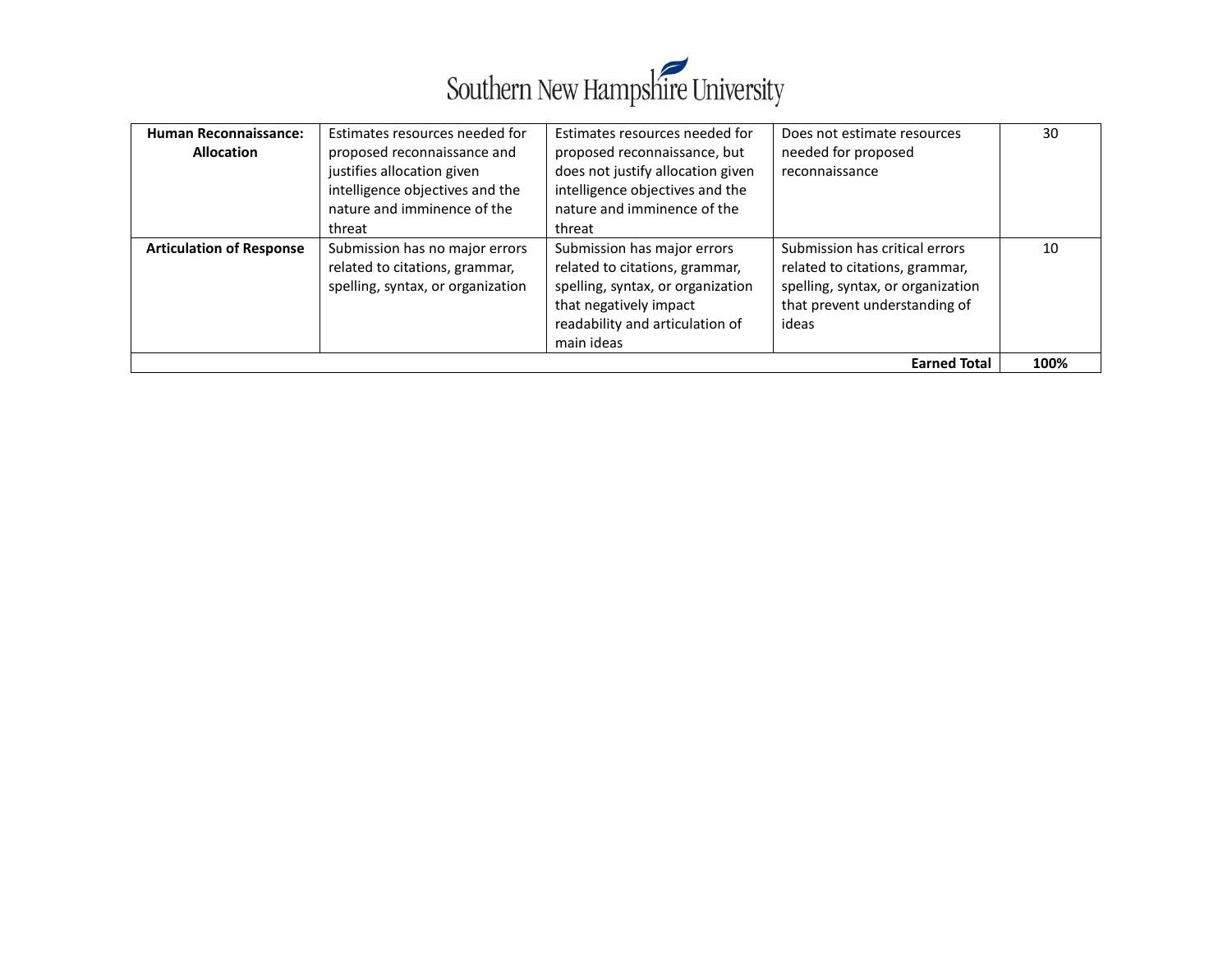| | | | | |
|---|---|---|---|---|
| **Human Reconnaissance: Allocation** | Estimates resources needed for proposed reconnaissance and justifies allocation given intelligence objectives and the nature and imminence of the threat | Estimates resources needed for proposed reconnaissance, but does not justify allocation given intelligence objectives and the nature and imminence of the threat | Does not estimate resources needed for proposed reconnaissance | 30 |
| **Articulation of Response** | Submission has no major errors related to citations, grammar, spelling, syntax, or organization | Submission has major errors related to citations, grammar, spelling, syntax, or organization that negatively impact readability and articulation of main ideas | Submission has critical errors related to citations, grammar, spelling, syntax, or organization that prevent understanding of ideas | 10 |
| | | | **Earned Total** | **100%** |